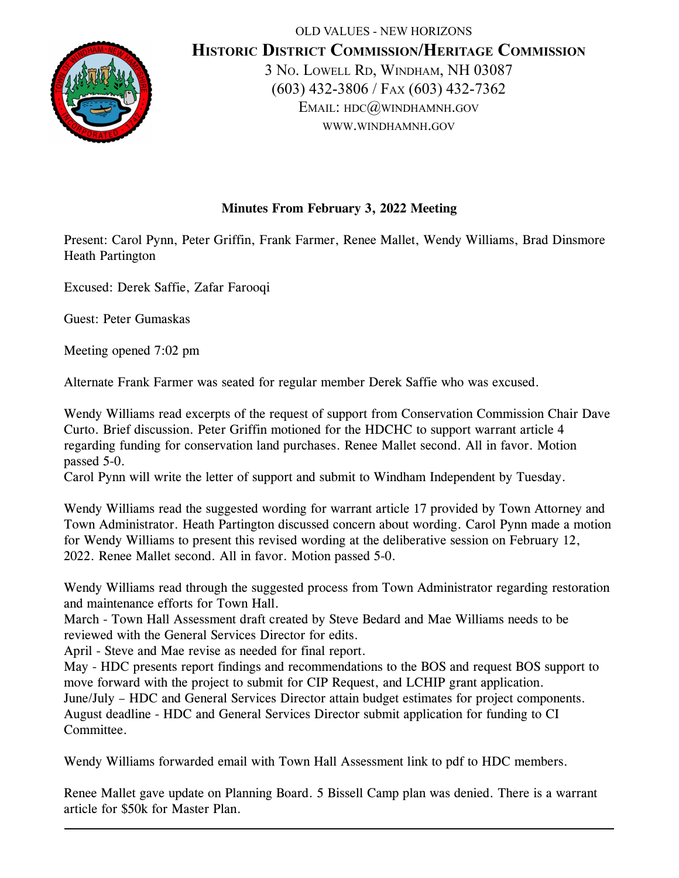OLD VALUES - NEW HORIZONS

# Historic District Commission/Heritage Commission

3 No. Lowell Rd, Windham, NH 03087
(603) 432-3806 / Fax (603) 432-7362
Email: hdc@windhamnh.gov
www.windhamnh.gov

**Minutes From February 3, 2022 Meeting**

Present: Carol Pynn, Peter Griffin, Frank Farmer, Renee Mallet, Wendy Williams, Brad Dinsmore Heath Partington

Excused: Derek Saffie, Zafar Farooqi

Guest: Peter Gumaskas

Meeting opened 7:02 pm

Alternate Frank Farmer was seated for regular member Derek Saffie who was excused.

Wendy Williams read excerpts of the request of support from Conservation Commission Chair Dave Curto. Brief discussion. Peter Griffin motioned for the HDCHC to support warrant article 4 regarding funding for conservation land purchases. Renee Mallet second. All in favor. Motion passed 5-0.
Carol Pynn will write the letter of support and submit to Windham Independent by Tuesday.

Wendy Williams read the suggested wording for warrant article 17 provided by Town Attorney and Town Administrator. Heath Partington discussed concern about wording. Carol Pynn made a motion for Wendy Williams to present this revised wording at the deliberative session on February 12, 2022. Renee Mallet second. All in favor. Motion passed 5-0.

Wendy Williams read through the suggested process from Town Administrator regarding restoration and maintenance efforts for Town Hall.
March - Town Hall Assessment draft created by Steve Bedard and Mae Williams needs to be reviewed with the General Services Director for edits.
April - Steve and Mae revise as needed for final report.
May - HDC presents report findings and recommendations to the BOS and request BOS support to move forward with the project to submit for CIP Request, and LCHIP grant application.
June/July – HDC and General Services Director attain budget estimates for project components.
August deadline - HDC and General Services Director submit application for funding to CI Committee.

Wendy Williams forwarded email with Town Hall Assessment link to pdf to HDC members.

Renee Mallet gave update on Planning Board. 5 Bissell Camp plan was denied. There is a warrant article for $50k for Master Plan.

---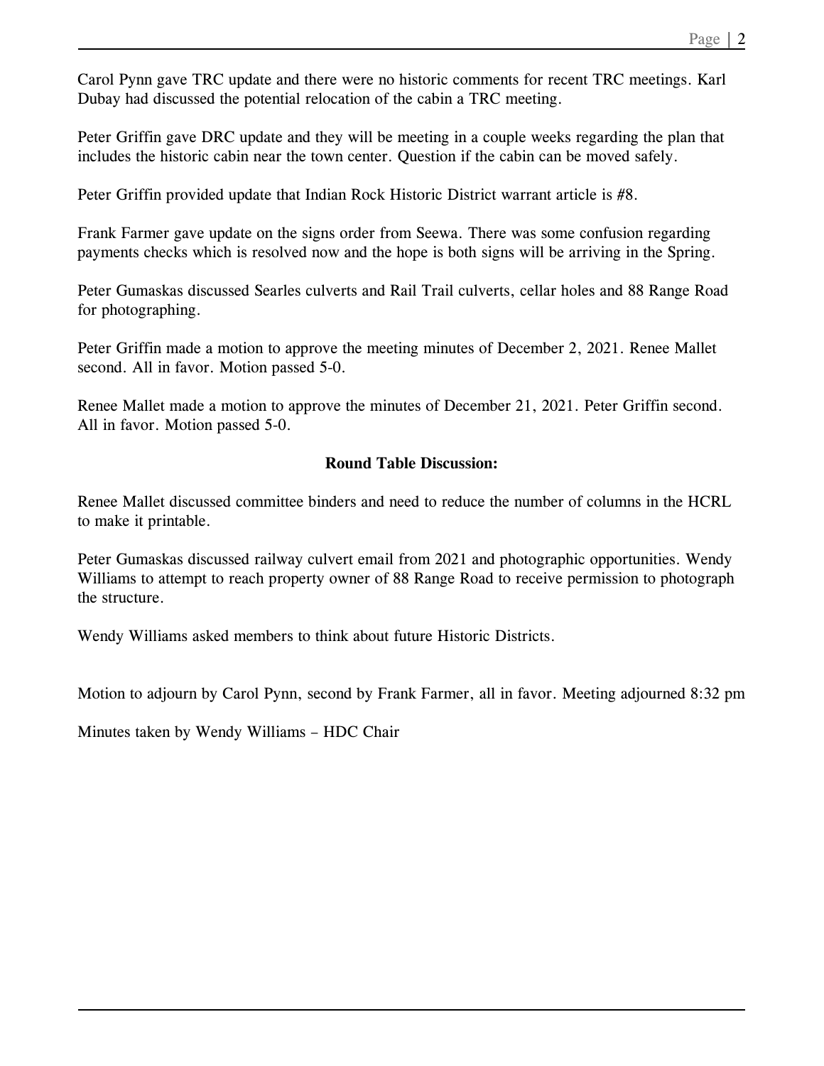Carol Pynn gave TRC update and there were no historic comments for recent TRC meetings. Karl Dubay had discussed the potential relocation of the cabin a TRC meeting.

Peter Griffin gave DRC update and they will be meeting in a couple weeks regarding the plan that includes the historic cabin near the town center. Question if the cabin can be moved safely.

Peter Griffin provided update that Indian Rock Historic District warrant article is #8.

Frank Farmer gave update on the signs order from Seewa. There was some confusion regarding payments checks which is resolved now and the hope is both signs will be arriving in the Spring.

Peter Gumaskas discussed Searles culverts and Rail Trail culverts, cellar holes and 88 Range Road for photographing.

Peter Griffin made a motion to approve the meeting minutes of December 2, 2021. Renee Mallet second. All in favor. Motion passed 5-0.

Renee Mallet made a motion to approve the minutes of December 21, 2021. Peter Griffin second. All in favor. Motion passed 5-0.

**Round Table Discussion:**

Renee Mallet discussed committee binders and need to reduce the number of columns in the HCRL to make it printable.

Peter Gumaskas discussed railway culvert email from 2021 and photographic opportunities. Wendy Williams to attempt to reach property owner of 88 Range Road to receive permission to photograph the structure.

Wendy Williams asked members to think about future Historic Districts.

Motion to adjourn by Carol Pynn, second by Frank Farmer, all in favor. Meeting adjourned 8:32 pm

Minutes taken by Wendy Williams – HDC Chair